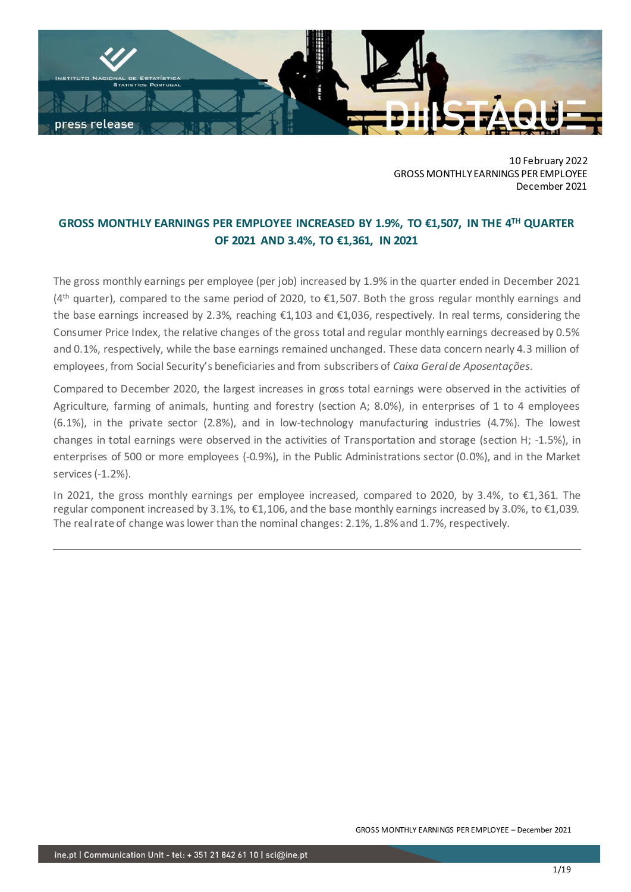10 February 2022
GROSS MONTHLY EARNINGS PER EMPLOYEE
December 2021

# GROSS MONTHLY EARNINGS PER EMPLOYEE INCREASED BY 1.9%, TO €1,507, IN THE 4TH QUARTER OF 2021 AND 3.4%, TO €1,361, IN 2021

The gross monthly earnings per employee (per job) increased by 1.9% in the quarter ended in December 2021 (4th quarter), compared to the same period of 2020, to €1,507. Both the gross regular monthly earnings and the base earnings increased by 2.3%, reaching €1,103 and €1,036, respectively. In real terms, considering the Consumer Price Index, the relative changes of the gross total and regular monthly earnings decreased by 0.5% and 0.1%, respectively, while the base earnings remained unchanged. These data concern nearly 4.3 million of employees, from Social Security's beneficiaries and from subscribers of *Caixa Geral de Aposentações*.

Compared to December 2020, the largest increases in gross total earnings were observed in the activities of Agriculture, farming of animals, hunting and forestry (section A; 8.0%), in enterprises of 1 to 4 employees (6.1%), in the private sector (2.8%), and in low-technology manufacturing industries (4.7%). The lowest changes in total earnings were observed in the activities of Transportation and storage (section H; -1.5%), in enterprises of 500 or more employees (-0.9%), in the Public Administrations sector (0.0%), and in the Market services (-1.2%).

In 2021, the gross monthly earnings per employee increased, compared to 2020, by 3.4%, to €1,361. The regular component increased by 3.1%, to €1,106, and the base monthly earnings increased by 3.0%, to €1,039. The real rate of change was lower than the nominal changes: 2.1%, 1.8% and 1.7%, respectively.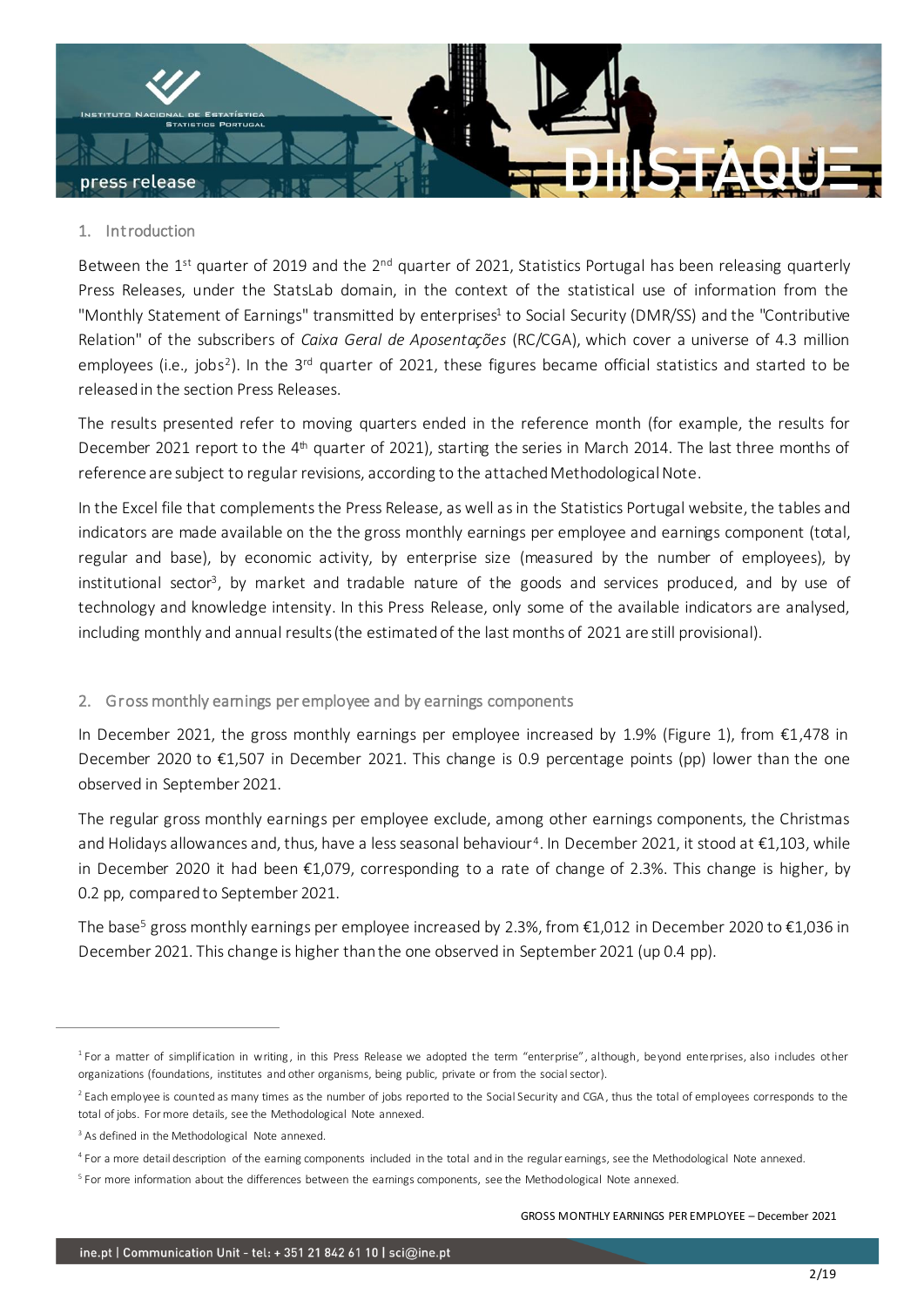## 1. Introduction

Between the 1st quarter of 2019 and the 2nd quarter of 2021, Statistics Portugal has been releasing quarterly Press Releases, under the StatsLab domain, in the context of the statistical use of information from the "Monthly Statement of Earnings" transmitted by enterprises[1] to Social Security (DMR/SS) and the "Contributive Relation" of the subscribers of *Caixa Geral de Aposentações* (RC/CGA), which cover a universe of 4.3 million employees (i.e., jobs[2]). In the 3rd quarter of 2021, these figures became official statistics and started to be released in the section Press Releases.

The results presented refer to moving quarters ended in the reference month (for example, the results for December 2021 report to the 4th quarter of 2021), starting the series in March 2014. The last three months of reference are subject to regular revisions, according to the attached Methodological Note.

In the Excel file that complements the Press Release, as well as in the Statistics Portugal website, the tables and indicators are made available on the the gross monthly earnings per employee and earnings component (total, regular and base), by economic activity, by enterprise size (measured by the number of employees), by institutional sector[3], by market and tradable nature of the goods and services produced, and by use of technology and knowledge intensity. In this Press Release, only some of the available indicators are analysed, including monthly and annual results (the estimated of the last months of 2021 are still provisional).

## 2. Gross monthly earnings per employee and by earnings components

In December 2021, the gross monthly earnings per employee increased by 1.9% (Figure 1), from €1,478 in December 2020 to €1,507 in December 2021. This change is 0.9 percentage points (pp) lower than the one observed in September 2021.

The regular gross monthly earnings per employee exclude, among other earnings components, the Christmas and Holidays allowances and, thus, have a less seasonal behaviour[4]. In December 2021, it stood at €1,103, while in December 2020 it had been €1,079, corresponding to a rate of change of 2.3%. This change is higher, by 0.2 pp, compared to September 2021.

The base[5] gross monthly earnings per employee increased by 2.3%, from €1,012 in December 2020 to €1,036 in December 2021. This change is higher than the one observed in September 2021 (up 0.4 pp).

---

[1] For a matter of simplification in writing, in this Press Release we adopted the term "enterprise", although, beyond enterprises, also includes other organizations (foundations, institutes and other organisms, being public, private or from the social sector).

[2] Each employee is counted as many times as the number of jobs reported to the Social Security and CGA, thus the total of employees corresponds to the total of jobs. For more details, see the Methodological Note annexed.

[3] As defined in the Methodological Note annexed.

[4] For a more detail description of the earning components included in the total and in the regular earnings, see the Methodological Note annexed.

[5] For more information about the differences between the earnings components, see the Methodological Note annexed.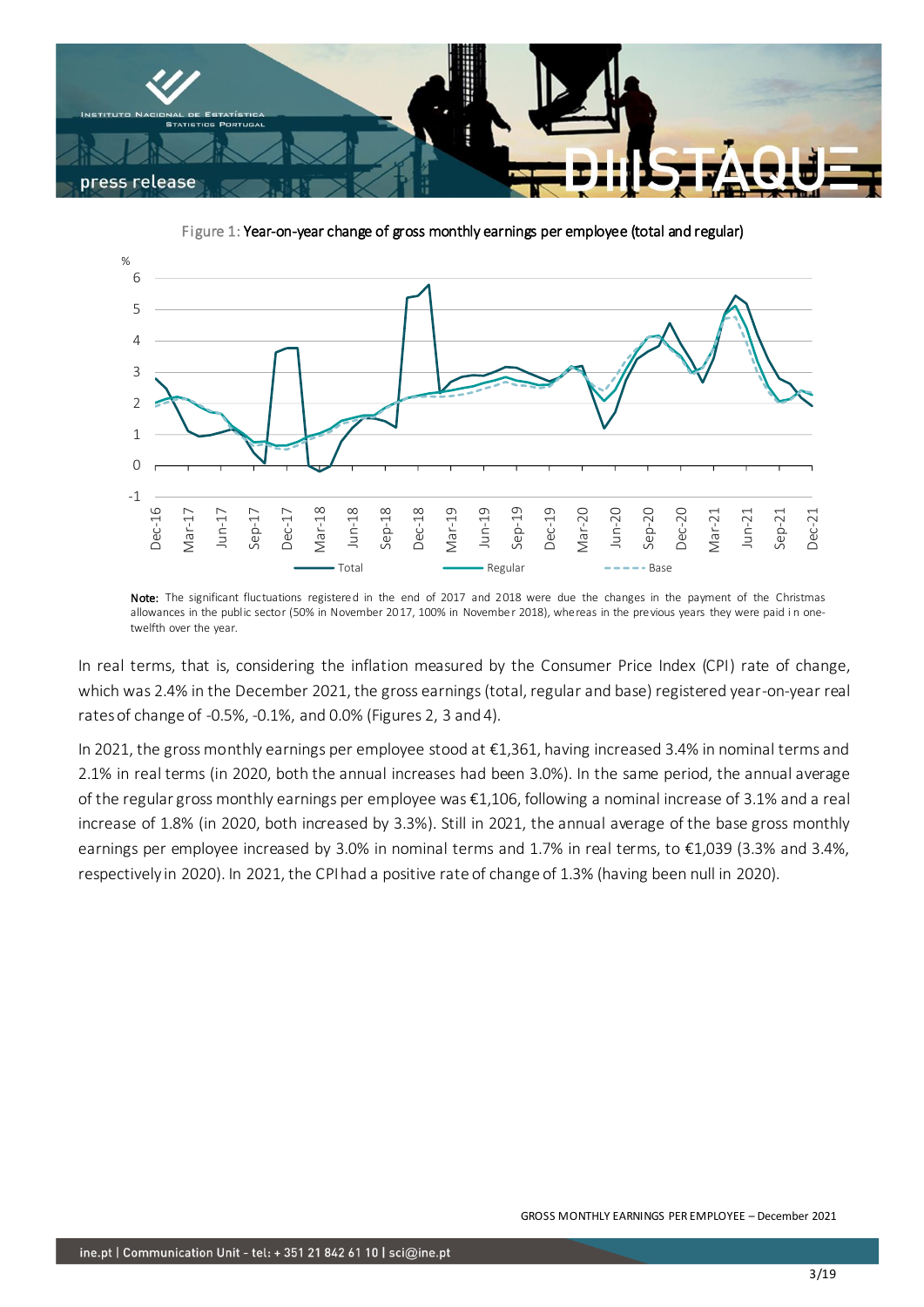Figure 1: Year-on-year change of gross monthly earnings per employee (total and regular)

**Note:** The significant fluctuations registered in the end of 2017 and 2018 were due the changes in the payment of the Christmas allowances in the public sector (50% in November 2017, 100% in November 2018), whereas in the previous years they were paid in one-twelfth over the year.

In real terms, that is, considering the inflation measured by the Consumer Price Index (CPI) rate of change, which was 2.4% in the December 2021, the gross earnings (total, regular and base) registered year-on-year real rates of change of -0.5%, -0.1%, and 0.0% (Figures 2, 3 and 4).

In 2021, the gross monthly earnings per employee stood at €1,361, having increased 3.4% in nominal terms and 2.1% in real terms (in 2020, both the annual increases had been 3.0%). In the same period, the annual average of the regular gross monthly earnings per employee was €1,106, following a nominal increase of 3.1% and a real increase of 1.8% (in 2020, both increased by 3.3%). Still in 2021, the annual average of the base gross monthly earnings per employee increased by 3.0% in nominal terms and 1.7% in real terms, to €1,039 (3.3% and 3.4%, respectively in 2020). In 2021, the CPI had a positive rate of change of 1.3% (having been null in 2020).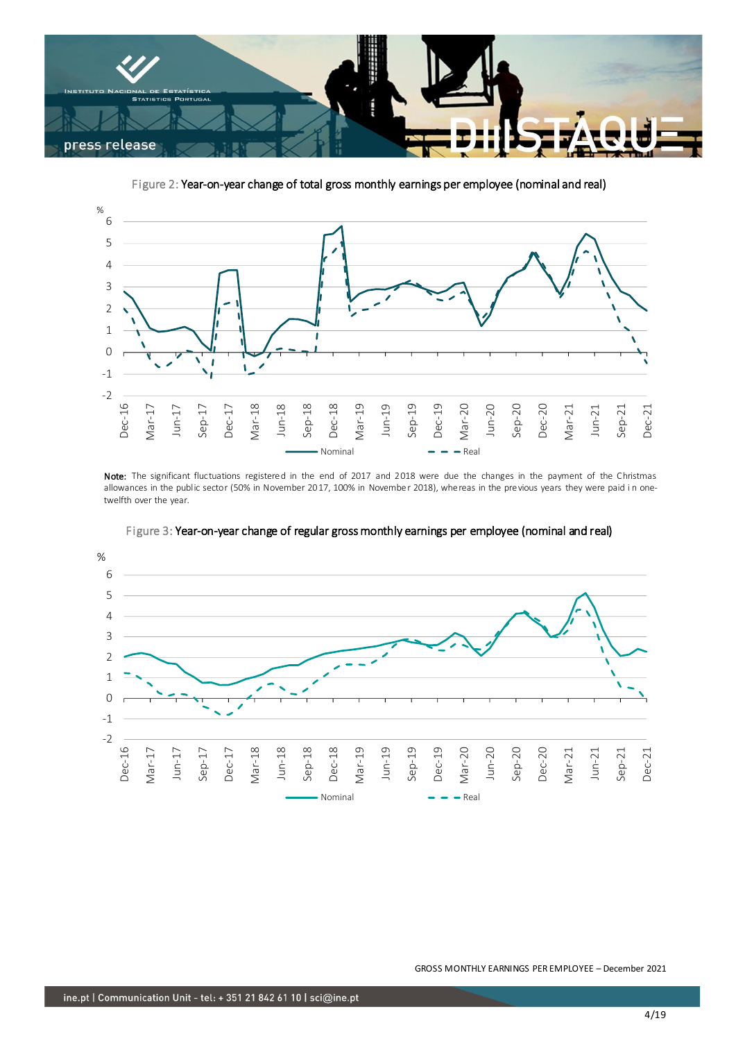Figure 2: Year-on-year change of total gross monthly earnings per employee (nominal and real)

**Note:** The significant fluctuations registered in the end of 2017 and 2018 were due the changes in the payment of the Christmas allowances in the public sector (50% in November 2017, 100% in November 2018), whereas in the previous years they were paid in one-twelfth over the year.

Figure 3: Year-on-year change of regular gross monthly earnings per employee (nominal and real)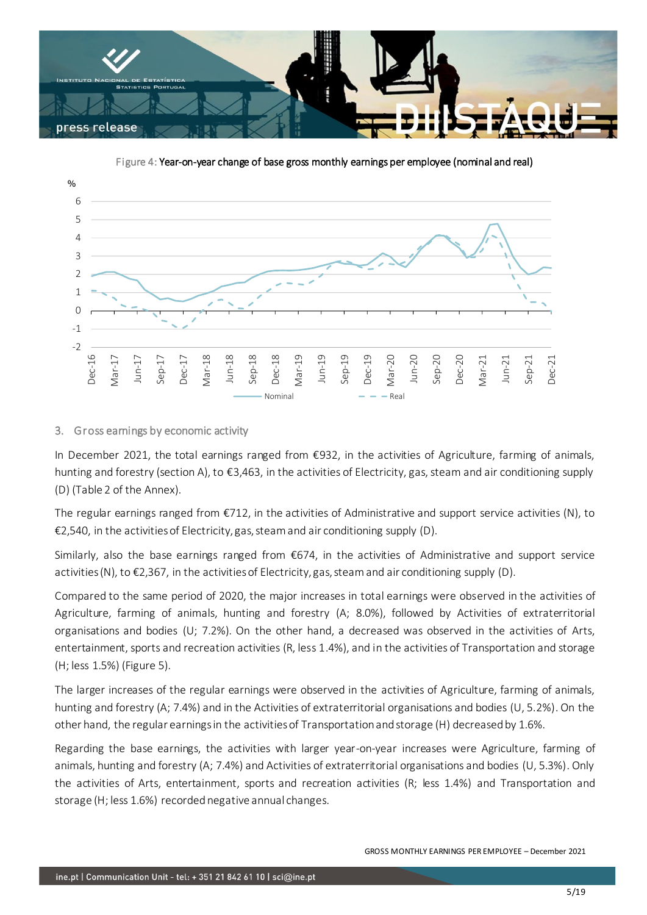Figure 4: Year-on-year change of base gross monthly earnings per employee (nominal and real)

## 3. Gross earnings by economic activity

In December 2021, the total earnings ranged from €932, in the activities of Agriculture, farming of animals, hunting and forestry (section A), to €3,463, in the activities of Electricity, gas, steam and air conditioning supply (D) (Table 2 of the Annex).

The regular earnings ranged from €712, in the activities of Administrative and support service activities (N), to €2,540, in the activities of Electricity, gas, steam and air conditioning supply (D).

Similarly, also the base earnings ranged from €674, in the activities of Administrative and support service activities (N), to €2,367, in the activities of Electricity, gas, steam and air conditioning supply (D).

Compared to the same period of 2020, the major increases in total earnings were observed in the activities of Agriculture, farming of animals, hunting and forestry (A; 8.0%), followed by Activities of extraterritorial organisations and bodies (U; 7.2%). On the other hand, a decreased was observed in the activities of Arts, entertainment, sports and recreation activities (R, less 1.4%), and in the activities of Transportation and storage (H; less 1.5%) (Figure 5).

The larger increases of the regular earnings were observed in the activities of Agriculture, farming of animals, hunting and forestry (A; 7.4%) and in the Activities of extraterritorial organisations and bodies (U, 5.2%). On the other hand, the regular earnings in the activities of Transportation and storage (H) decreased by 1.6%.

Regarding the base earnings, the activities with larger year-on-year increases were Agriculture, farming of animals, hunting and forestry (A; 7.4%) and Activities of extraterritorial organisations and bodies (U, 5.3%). Only the activities of Arts, entertainment, sports and recreation activities (R; less 1.4%) and Transportation and storage (H; less 1.6%) recorded negative annual changes.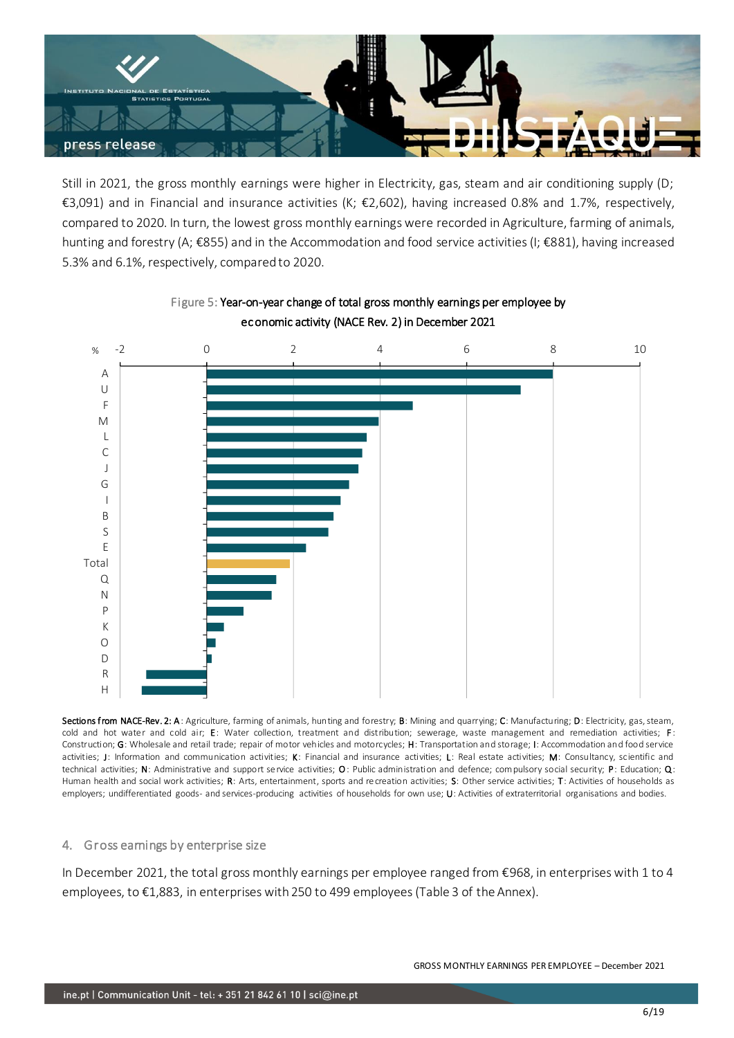Still in 2021, the gross monthly earnings were higher in Electricity, gas, steam and air conditioning supply (D; €3,091) and in Financial and insurance activities (K; €2,602), having increased 0.8% and 1.7%, respectively, compared to 2020. In turn, the lowest gross monthly earnings were recorded in Agriculture, farming of animals, hunting and forestry (A; €855) and in the Accommodation and food service activities (I; €881), having increased 5.3% and 6.1%, respectively, compared to 2020.

Figure 5: **Year-on-year change of total gross monthly earnings per employee by economic activity (NACE Rev. 2) in December 2021**

**Sections from NACE-Rev. 2: A**: Agriculture, farming of animals, hunting and forestry; **B**: Mining and quarrying; **C**: Manufacturing; **D**: Electricity, gas, steam, cold and hot water and cold air; **E**: Water collection, treatment and distribution; sewerage, waste management and remediation activities; **F**: Construction; **G**: Wholesale and retail trade; repair of motor vehicles and motorcycles; **H**: Transportation and storage; **I**: Accommodation and food service activities; **J**: Information and communication activities; **K**: Financial and insurance activities; **L**: Real estate activities; **M**: Consultancy, scientific and technical activities; **N**: Administrative and support service activities; **O**: Public administration and defence; compulsory social security; **P**: Education; **Q**: Human health and social work activities; **R**: Arts, entertainment, sports and recreation activities; **S**: Other service activities; **T**: Activities of households as employers; undifferentiated goods- and services-producing activities of households for own use; **U**: Activities of extraterritorial organisations and bodies.

## 4. Gross earnings by enterprise size

In December 2021, the total gross monthly earnings per employee ranged from €968, in enterprises with 1 to 4 employees, to €1,883, in enterprises with 250 to 499 employees (Table 3 of the Annex).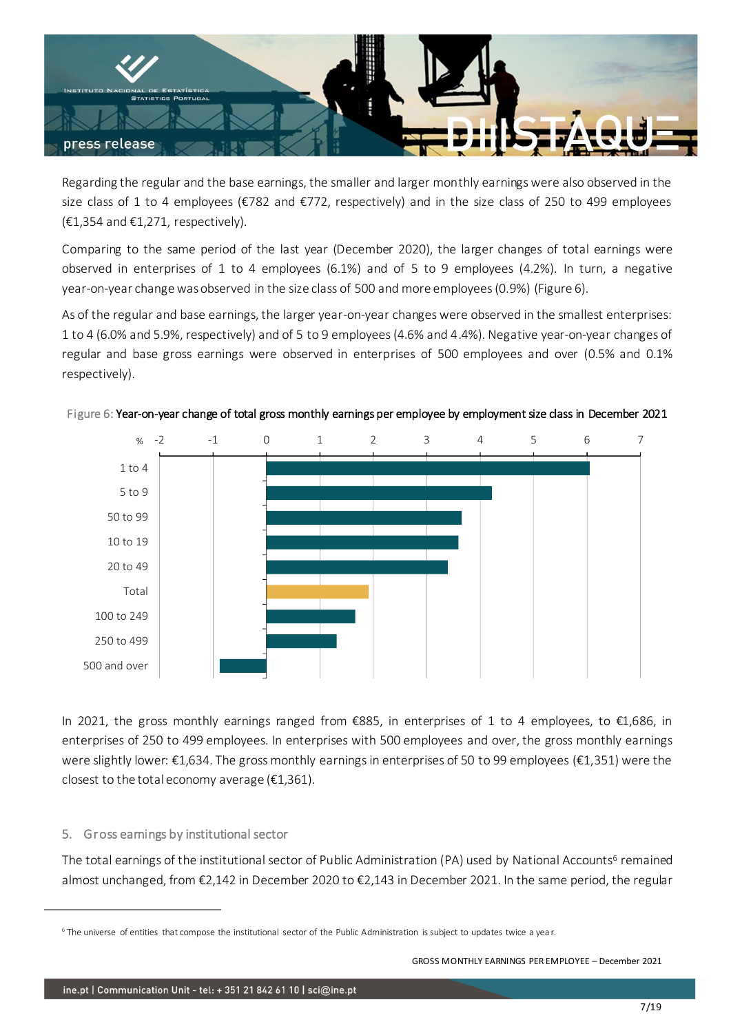Regarding the regular and the base earnings, the smaller and larger monthly earnings were also observed in the size class of 1 to 4 employees (€782 and €772, respectively) and in the size class of 250 to 499 employees (€1,354 and €1,271, respectively).

Comparing to the same period of the last year (December 2020), the larger changes of total earnings were observed in enterprises of 1 to 4 employees (6.1%) and of 5 to 9 employees (4.2%). In turn, a negative year-on-year change was observed in the size class of 500 and more employees (0.9%) (Figure 6).

As of the regular and base earnings, the larger year-on-year changes were observed in the smallest enterprises: 1 to 4 (6.0% and 5.9%, respectively) and of 5 to 9 employees (4.6% and 4.4%). Negative year-on-year changes of regular and base gross earnings were observed in enterprises of 500 employees and over (0.5% and 0.1% respectively).

Figure 6: **Year-on-year change of total gross monthly earnings per employee by employment size class in December 2021**

In 2021, the gross monthly earnings ranged from €885, in enterprises of 1 to 4 employees, to €1,686, in enterprises of 250 to 499 employees. In enterprises with 500 employees and over, the gross monthly earnings were slightly lower: €1,634. The gross monthly earnings in enterprises of 50 to 99 employees (€1,351) were the closest to the total economy average (€1,361).

## 5. Gross earnings by institutional sector

The total earnings of the institutional sector of Public Administration (PA) used by National Accounts[6] remained almost unchanged, from €2,142 in December 2020 to €2,143 in December 2021. In the same period, the regular

[6] The universe of entities that compose the institutional sector of the Public Administration is subject to updates twice a year.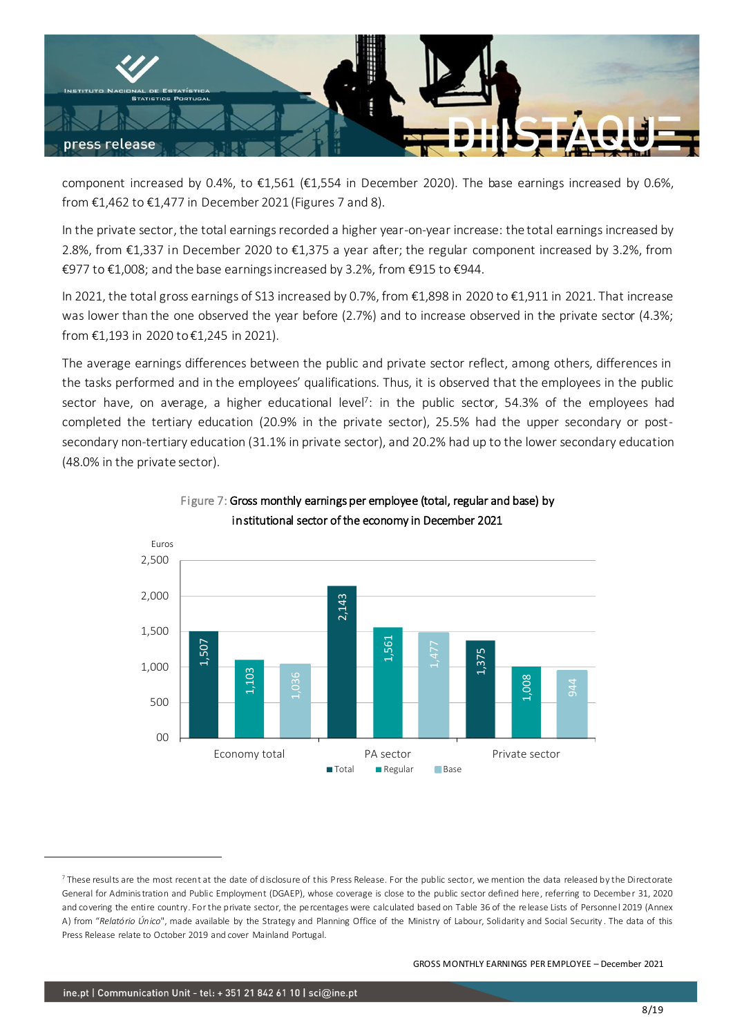component increased by 0.4%, to €1,561 (€1,554 in December 2020). The base earnings increased by 0.6%, from €1,462 to €1,477 in December 2021 (Figures 7 and 8).

In the private sector, the total earnings recorded a higher year-on-year increase: the total earnings increased by 2.8%, from €1,337 in December 2020 to €1,375 a year after; the regular component increased by 3.2%, from €977 to €1,008; and the base earnings increased by 3.2%, from €915 to €944.

In 2021, the total gross earnings of S13 increased by 0.7%, from €1,898 in 2020 to €1,911 in 2021. That increase was lower than the one observed the year before (2.7%) and to increase observed in the private sector (4.3%; from €1,193 in 2020 to €1,245 in 2021).

The average earnings differences between the public and private sector reflect, among others, differences in the tasks performed and in the employees' qualifications. Thus, it is observed that the employees in the public sector have, on average, a higher educational level[7]: in the public sector, 54.3% of the employees had completed the tertiary education (20.9% in the private sector), 25.5% had the upper secondary or post-secondary non-tertiary education (31.1% in private sector), and 20.2% had up to the lower secondary education (48.0% in the private sector).

Figure 7: **Gross monthly earnings per employee (total, regular and base) by institutional sector of the economy in December 2021**

| Euros | Total | Regular | Base |
|---|---|---|---|
| Economy total | 1,507 | 1,103 | 1,036 |
| PA sector | 2,143 | 1,561 | 1,477 |
| Private sector | 1,375 | 1,008 | 944 |

[7] These results are the most recent at the date of disclosure of this Press Release. For the public sector, we mention the data released by the Directorate General for Administration and Public Employment (DGAEP), whose coverage is close to the public sector defined here, referring to December 31, 2020 and covering the entire country. For the private sector, the percentages were calculated based on Table 36 of the release Lists of Personnel 2019 (Annex A) from "*Relatório Único*", made available by the Strategy and Planning Office of the Ministry of Labour, Solidarity and Social Security. The data of this Press Release relate to October 2019 and cover Mainland Portugal.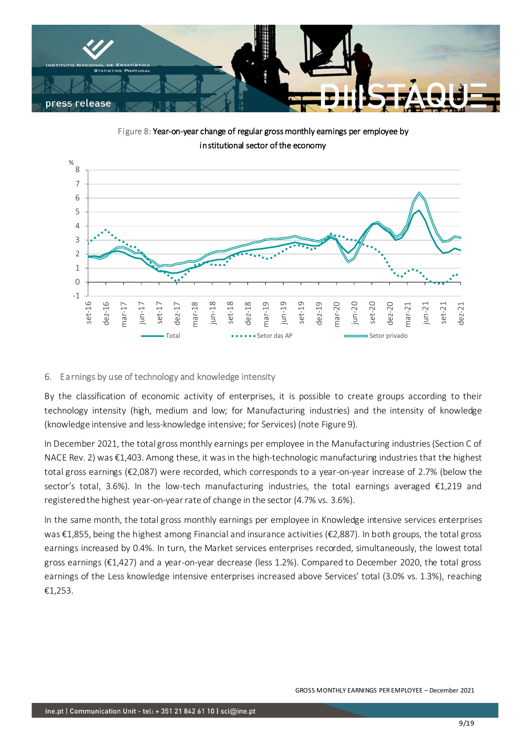Figure 8: Year-on-year change of regular gross monthly earnings per employee by institutional sector of the economy

## 6. Earnings by use of technology and knowledge intensity

By the classification of economic activity of enterprises, it is possible to create groups according to their technology intensity (high, medium and low; for Manufacturing industries) and the intensity of knowledge (knowledge intensive and less-knowledge intensive; for Services) (note Figure 9).

In December 2021, the total gross monthly earnings per employee in the Manufacturing industries (Section C of NACE Rev. 2) was €1,403. Among these, it was in the high-technologic manufacturing industries that the highest total gross earnings (€2,087) were recorded, which corresponds to a year-on-year increase of 2.7% (below the sector's total, 3.6%). In the low-tech manufacturing industries, the total earnings averaged €1,219 and registered the highest year-on-year rate of change in the sector (4.7% vs. 3.6%).

In the same month, the total gross monthly earnings per employee in Knowledge intensive services enterprises was €1,855, being the highest among Financial and insurance activities (€2,887). In both groups, the total gross earnings increased by 0.4%. In turn, the Market services enterprises recorded, simultaneously, the lowest total gross earnings (€1,427) and a year-on-year decrease (less 1.2%). Compared to December 2020, the total gross earnings of the Less knowledge intensive enterprises increased above Services' total (3.0% vs. 1.3%), reaching €1,253.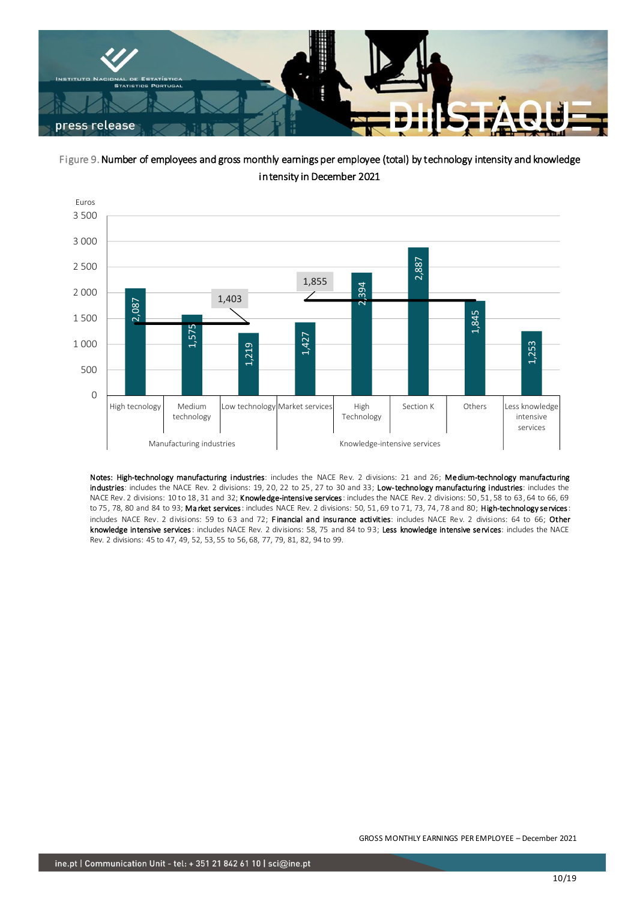Figure 9. Number of employees and gross monthly earnings per employee (total) by technology intensity and knowledge intensity in December 2021

| | | Euros |
|---|---|---|
| Manufacturing industries | High tecnology | 2,087 |
| | Medium technology | 1,575 |
| | Low technology | 1,219 |
| | Average | 1,403 |
| Knowledge-intensive services | Market services | 1,427 |
| | High Technology | 2,394 |
| | Section K | 2,887 |
| | Others | 1,845 |
| | Average | 1,855 |
| | Less knowledge intensive services | 1,253 |

Notes: **High-technology manufacturing industries**: includes the NACE Rev. 2 divisions: 21 and 26; **Medium-technology manufacturing industries**: includes the NACE Rev. 2 divisions: 19, 20, 22 to 25, 27 to 30 and 33; **Low-technology manufacturing industries**: includes the NACE Rev. 2 divisions: 10 to 18, 31 and 32; **Knowledge-intensive services**: includes the NACE Rev. 2 divisions: 50, 51, 58 to 63, 64 to 66, 69 to 75, 78, 80 and 84 to 93; **Market services**: includes NACE Rev. 2 divisions: 50, 51, 69 to 71, 73, 74, 78 and 80; **High-technology services**: includes NACE Rev. 2 divisions: 59 to 63 and 72; **Financial and insurance activities**: includes NACE Rev. 2 divisions: 64 to 66; **Other knowledge intensive services**: includes NACE Rev. 2 divisions: 58, 75 and 84 to 93; **Less knowledge intensive services**: includes the NACE Rev. 2 divisions: 45 to 47, 49, 52, 53, 55 to 56, 68, 77, 79, 81, 82, 94 to 99.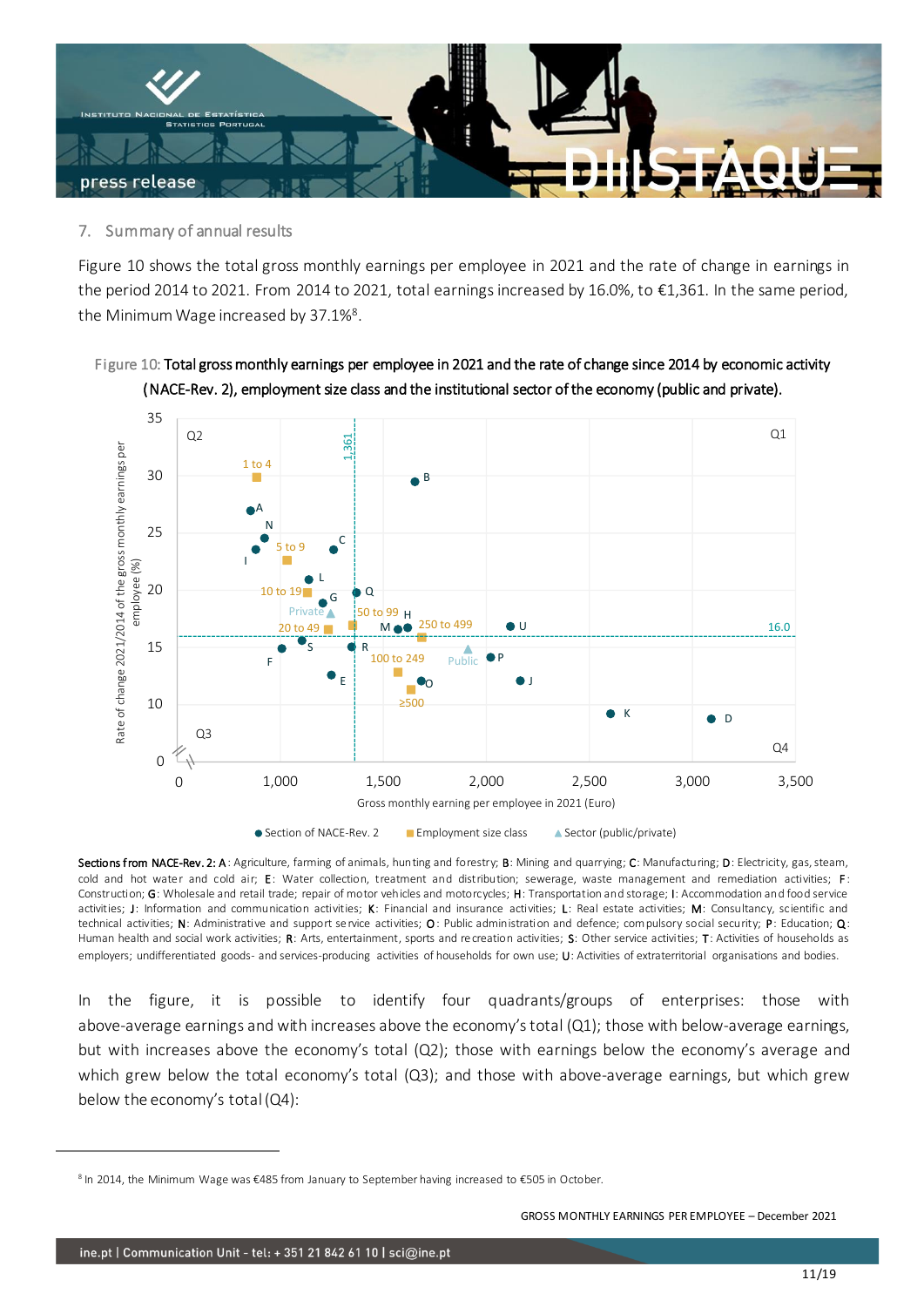## 7. Summary of annual results

Figure 10 shows the total gross monthly earnings per employee in 2021 and the rate of change in earnings in the period 2014 to 2021. From 2014 to 2021, total earnings increased by 16.0%, to €1,361. In the same period, the Minimum Wage increased by 37.1%[8].

Figure 10: **Total gross monthly earnings per employee in 2021 and the rate of change since 2014 by economic activity (NACE-Rev. 2), employment size class and the institutional sector of the economy (public and private).**

**Sections from NACE-Rev. 2: A**: Agriculture, farming of animals, hunting and forestry; **B**: Mining and quarrying; **C**: Manufacturing; **D**: Electricity, gas, steam, cold and hot water and cold air; **E**: Water collection, treatment and distribution; sewerage, waste management and remediation activities; **F**: Construction; **G**: Wholesale and retail trade; repair of motor vehicles and motorcycles; **H**: Transportation and storage; **I**: Accommodation and food service activities; **J**: Information and communication activities; **K**: Financial and insurance activities; **L**: Real estate activities; **M**: Consultancy, scientific and technical activities; **N**: Administrative and support service activities; **O**: Public administration and defence; compulsory social security; **P**: Education; **Q**: Human health and social work activities; **R**: Arts, entertainment, sports and recreation activities; **S**: Other service activities; **T**: Activities of households as employers; undifferentiated goods- and services-producing activities of households for own use; **U**: Activities of extraterritorial organisations and bodies.

In the figure, it is possible to identify four quadrants/groups of enterprises: those with above-average earnings and with increases above the economy's total (Q1); those with below-average earnings, but with increases above the economy's total (Q2); those with earnings below the economy's average and which grew below the total economy's total (Q3); and those with above-average earnings, but which grew below the economy's total (Q4):

---

[8] In 2014, the Minimum Wage was €485 from January to September having increased to €505 in October.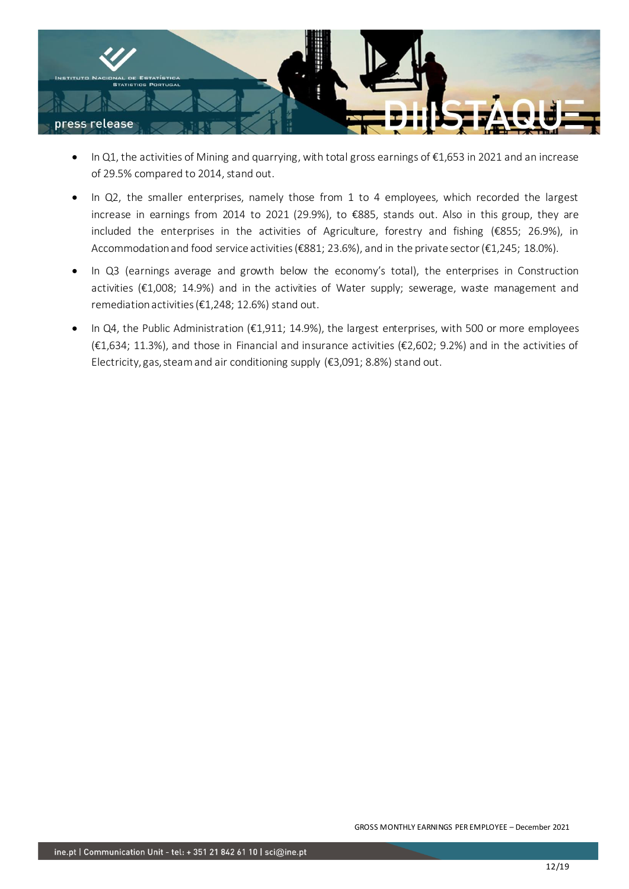- In Q1, the activities of Mining and quarrying, with total gross earnings of €1,653 in 2021 and an increase of 29.5% compared to 2014, stand out.
- In Q2, the smaller enterprises, namely those from 1 to 4 employees, which recorded the largest increase in earnings from 2014 to 2021 (29.9%), to €885, stands out. Also in this group, they are included the enterprises in the activities of Agriculture, forestry and fishing (€855; 26.9%), in Accommodation and food service activities (€881; 23.6%), and in the private sector (€1,245; 18.0%).
- In Q3 (earnings average and growth below the economy's total), the enterprises in Construction activities (€1,008; 14.9%) and in the activities of Water supply; sewerage, waste management and remediation activities (€1,248; 12.6%) stand out.
- In Q4, the Public Administration (€1,911; 14.9%), the largest enterprises, with 500 or more employees (€1,634; 11.3%), and those in Financial and insurance activities (€2,602; 9.2%) and in the activities of Electricity, gas, steam and air conditioning supply (€3,091; 8.8%) stand out.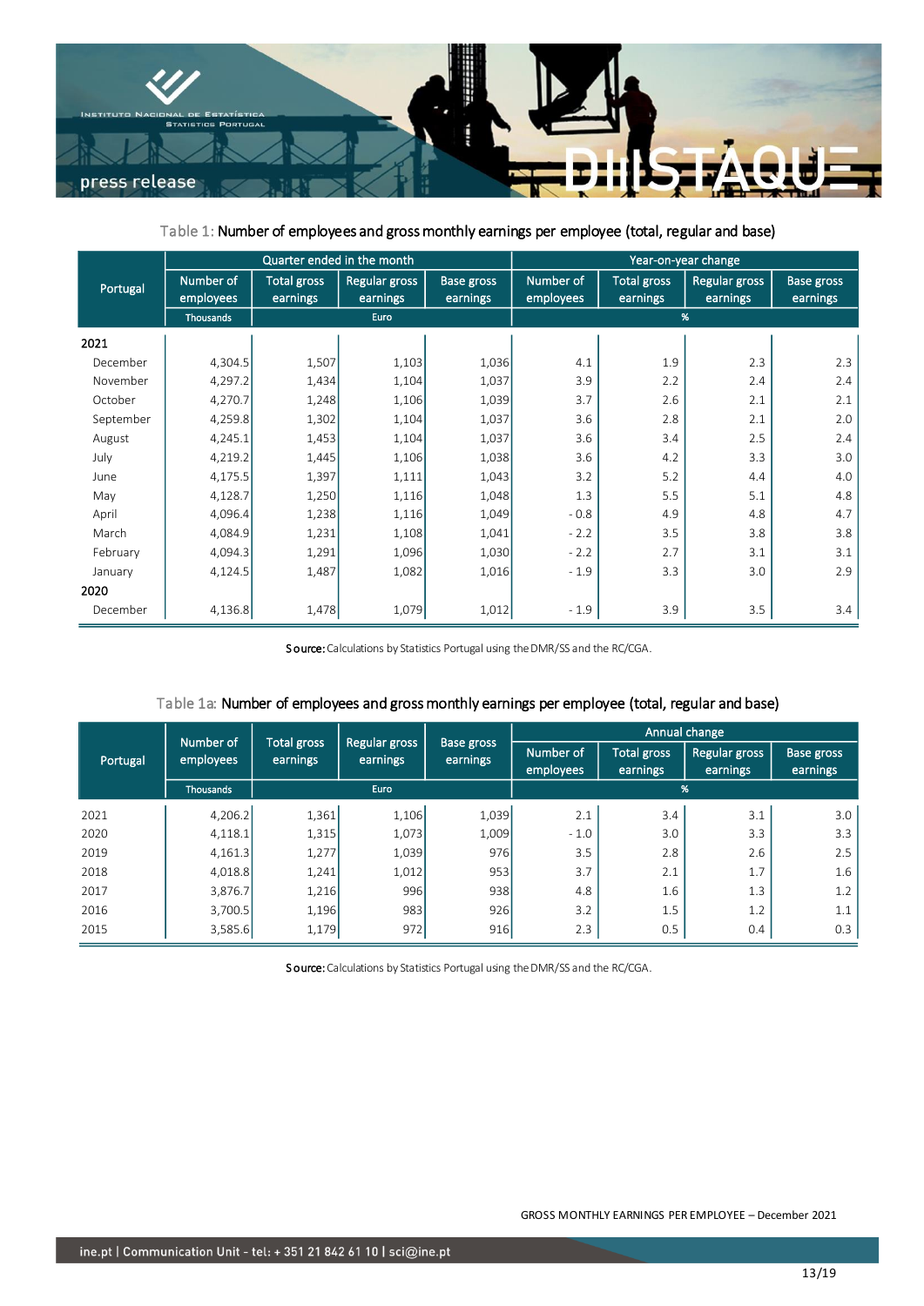Table 1: Number of employees and gross monthly earnings per employee (total, regular and base)

| Portugal | Quarter ended in the month | | | | Year-on-year change | | | |
|---|---|---|---|---|---|---|---|---|
| | Number of employees | Total gross earnings | Regular gross earnings | Base gross earnings | Number of employees | Total gross earnings | Regular gross earnings | Base gross earnings |
| | Thousands | Euro | | | % | | | |
| **2021** | | | | | | | | |
| December | 4,304.5 | 1,507 | 1,103 | 1,036 | 4.1 | 1.9 | 2.3 | 2.3 |
| November | 4,297.2 | 1,434 | 1,104 | 1,037 | 3.9 | 2.2 | 2.4 | 2.4 |
| October | 4,270.7 | 1,248 | 1,106 | 1,039 | 3.7 | 2.6 | 2.1 | 2.1 |
| September | 4,259.8 | 1,302 | 1,104 | 1,037 | 3.6 | 2.8 | 2.1 | 2.0 |
| August | 4,245.1 | 1,453 | 1,104 | 1,037 | 3.6 | 3.4 | 2.5 | 2.4 |
| July | 4,219.2 | 1,445 | 1,106 | 1,038 | 3.6 | 4.2 | 3.3 | 3.0 |
| June | 4,175.5 | 1,397 | 1,111 | 1,043 | 3.2 | 5.2 | 4.4 | 4.0 |
| May | 4,128.7 | 1,250 | 1,116 | 1,048 | 1.3 | 5.5 | 5.1 | 4.8 |
| April | 4,096.4 | 1,238 | 1,116 | 1,049 | - 0.8 | 4.9 | 4.8 | 4.7 |
| March | 4,084.9 | 1,231 | 1,108 | 1,041 | - 2.2 | 3.5 | 3.8 | 3.8 |
| February | 4,094.3 | 1,291 | 1,096 | 1,030 | - 2.2 | 2.7 | 3.1 | 3.1 |
| January | 4,124.5 | 1,487 | 1,082 | 1,016 | - 1.9 | 3.3 | 3.0 | 2.9 |
| **2020** | | | | | | | | |
| December | 4,136.8 | 1,478 | 1,079 | 1,012 | - 1.9 | 3.9 | 3.5 | 3.4 |

**Source:** Calculations by Statistics Portugal using the DMR/SS and the RC/CGA.

Table 1a: Number of employees and gross monthly earnings per employee (total, regular and base)

| Portugal | Number of employees | Total gross earnings | Regular gross earnings | Base gross earnings | Annual change | | | |
|---|---|---|---|---|---|---|---|---|
| | | | | | Number of employees | Total gross earnings | Regular gross earnings | Base gross earnings |
| | Thousands | Euro | | | % | | | |
| 2021 | 4,206.2 | 1,361 | 1,106 | 1,039 | 2.1 | 3.4 | 3.1 | 3.0 |
| 2020 | 4,118.1 | 1,315 | 1,073 | 1,009 | - 1.0 | 3.0 | 3.3 | 3.3 |
| 2019 | 4,161.3 | 1,277 | 1,039 | 976 | 3.5 | 2.8 | 2.6 | 2.5 |
| 2018 | 4,018.8 | 1,241 | 1,012 | 953 | 3.7 | 2.1 | 1.7 | 1.6 |
| 2017 | 3,876.7 | 1,216 | 996 | 938 | 4.8 | 1.6 | 1.3 | 1.2 |
| 2016 | 3,700.5 | 1,196 | 983 | 926 | 3.2 | 1.5 | 1.2 | 1.1 |
| 2015 | 3,585.6 | 1,179 | 972 | 916 | 2.3 | 0.5 | 0.4 | 0.3 |

**Source:** Calculations by Statistics Portugal using the DMR/SS and the RC/CGA.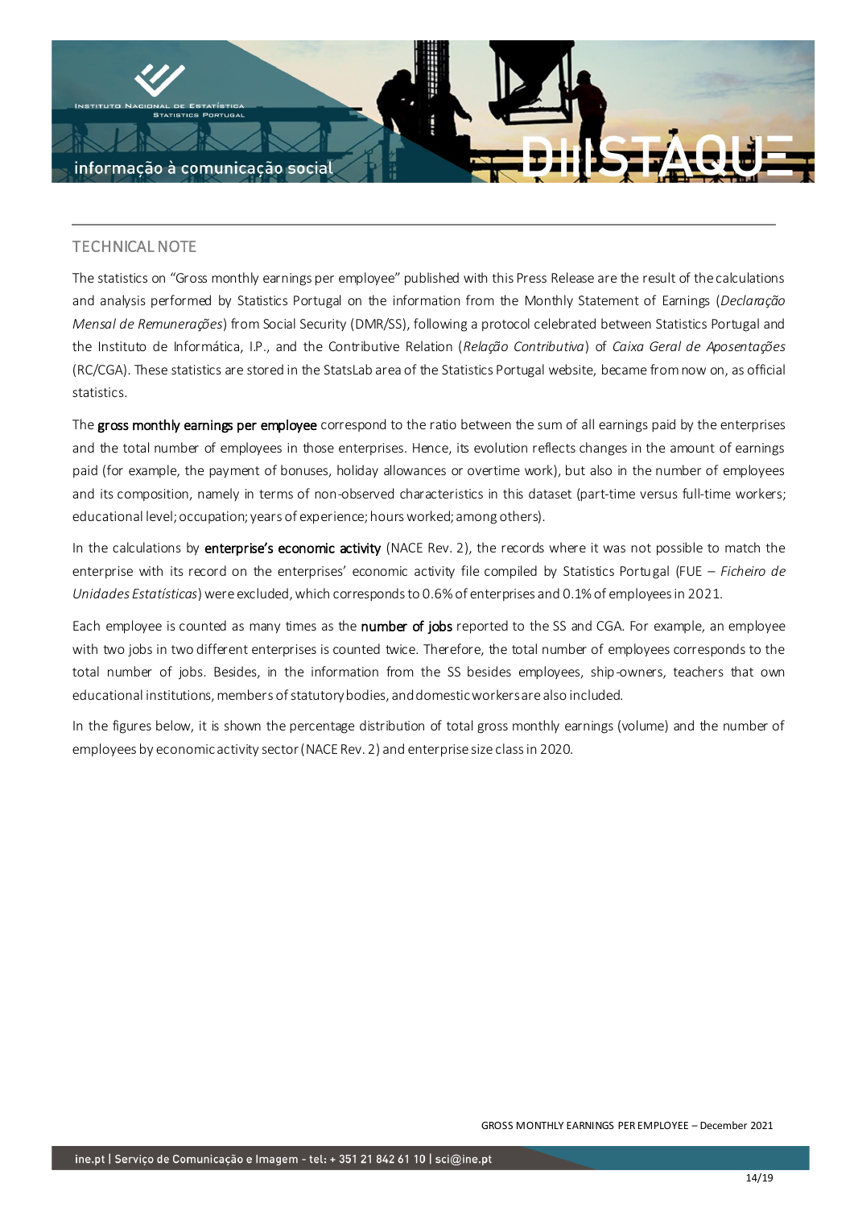## TECHNICAL NOTE

The statistics on "Gross monthly earnings per employee" published with this Press Release are the result of the calculations and analysis performed by Statistics Portugal on the information from the Monthly Statement of Earnings (*Declaração Mensal de Remunerações*) from Social Security (DMR/SS), following a protocol celebrated between Statistics Portugal and the Instituto de Informática, I.P., and the Contributive Relation (*Relação Contributiva*) of *Caixa Geral de Aposentações* (RC/CGA). These statistics are stored in the StatsLab area of the Statistics Portugal website, became from now on, as official statistics.

The **gross monthly earnings per employee** correspond to the ratio between the sum of all earnings paid by the enterprises and the total number of employees in those enterprises. Hence, its evolution reflects changes in the amount of earnings paid (for example, the payment of bonuses, holiday allowances or overtime work), but also in the number of employees and its composition, namely in terms of non-observed characteristics in this dataset (part-time versus full-time workers; educational level; occupation; years of experience; hours worked; among others).

In the calculations by **enterprise's economic activity** (NACE Rev. 2), the records where it was not possible to match the enterprise with its record on the enterprises' economic activity file compiled by Statistics Portugal (FUE – *Ficheiro de Unidades Estatísticas*) were excluded, which corresponds to 0.6% of enterprises and 0.1% of employees in 2021.

Each employee is counted as many times as the **number of jobs** reported to the SS and CGA. For example, an employee with two jobs in two different enterprises is counted twice. Therefore, the total number of employees corresponds to the total number of jobs. Besides, in the information from the SS besides employees, ship-owners, teachers that own educational institutions, members of statutory bodies, and domestic workers are also included.

In the figures below, it is shown the percentage distribution of total gross monthly earnings (volume) and the number of employees by economic activity sector (NACE Rev. 2) and enterprise size class in 2020.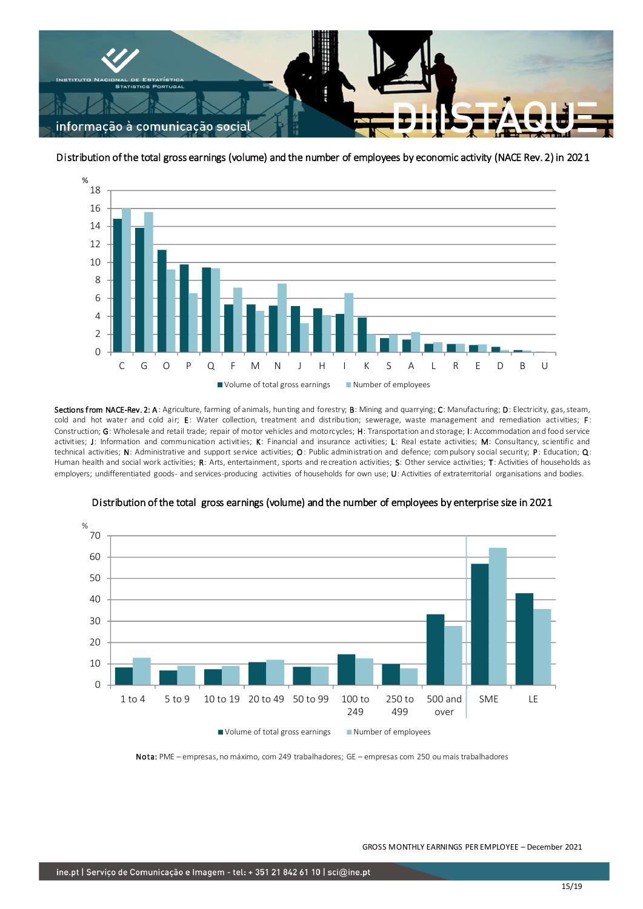Distribution of the total gross earnings (volume) and the number of employees by economic activity (NACE Rev. 2) in 2021

%

18
16
14
12
10
8
6
4
2
0

C G O P Q F M N J H I K S A L R E D B U

■ Volume of total gross earnings ■ Number of employees

**Sections from NACE-Rev. 2: A**: Agriculture, farming of animals, hunting and forestry; **B**: Mining and quarrying; **C**: Manufacturing; **D**: Electricity, gas, steam, cold and hot water and cold air; **E**: Water collection, treatment and distribution; sewerage, waste management and remediation activities; **F**: Construction; **G**: Wholesale and retail trade; repair of motor vehicles and motorcycles; **H**: Transportation and storage; **I**: Accommodation and food service activities; **J**: Information and communication activities; **K**: Financial and insurance activities; **L**: Real estate activities; **M**: Consultancy, scientific and technical activities; **N**: Administrative and support service activities; **O**: Public administration and defence; compulsory social security; **P**: Education; **Q**: Human health and social work activities; **R**: Arts, entertainment, sports and recreation activities; **S**: Other service activities; **T**: Activities of households as employers; undifferentiated goods- and services-producing activities of households for own use; **U**: Activities of extraterritorial organisations and bodies.

Distribution of the total gross earnings (volume) and the number of employees by enterprise size in 2021

%

70
60
50
40
30
20
10
0

1 to 4 | 5 to 9 | 10 to 19 | 20 to 49 | 50 to 99 | 100 to 249 | 250 to 499 | 500 and over | SME | LE

■ Volume of total gross earnings ■ Number of employees

**Nota:** PME – empresas, no máximo, com 249 trabalhadores; GE – empresas com 250 ou mais trabalhadores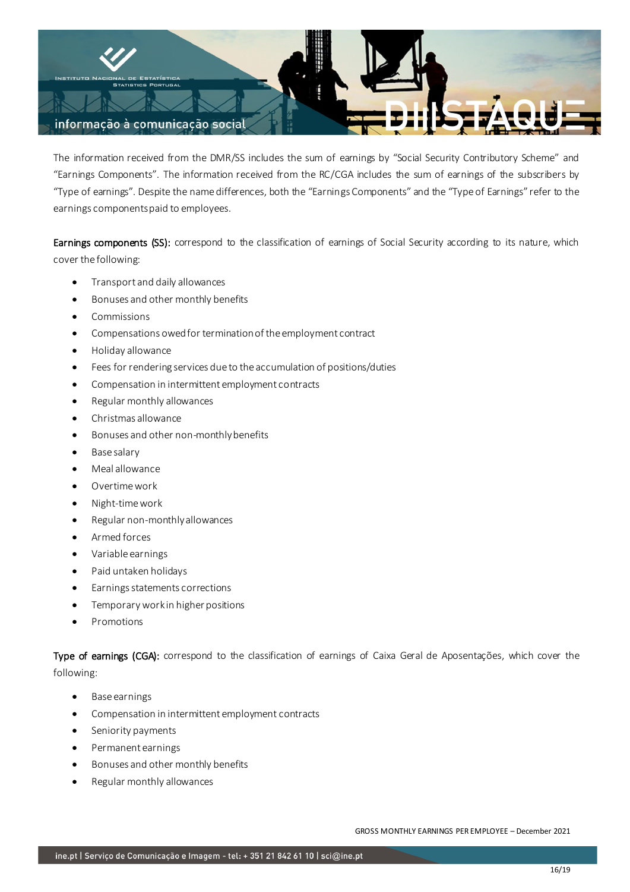The information received from the DMR/SS includes the sum of earnings by "Social Security Contributory Scheme" and "Earnings Components". The information received from the RC/CGA includes the sum of earnings of the subscribers by "Type of earnings". Despite the name differences, both the "Earnings Components" and the "Type of Earnings" refer to the earnings components paid to employees.

**Earnings components (SS):** correspond to the classification of earnings of Social Security according to its nature, which cover the following:

- Transport and daily allowances
- Bonuses and other monthly benefits
- Commissions
- Compensations owed for termination of the employment contract
- Holiday allowance
- Fees for rendering services due to the accumulation of positions/duties
- Compensation in intermittent employment contracts
- Regular monthly allowances
- Christmas allowance
- Bonuses and other non-monthly benefits
- Base salary
- Meal allowance
- Overtime work
- Night-time work
- Regular non-monthly allowances
- Armed forces
- Variable earnings
- Paid untaken holidays
- Earnings statements corrections
- Temporary work in higher positions
- Promotions

**Type of earnings (CGA):** correspond to the classification of earnings of Caixa Geral de Aposentações, which cover the following:

- Base earnings
- Compensation in intermittent employment contracts
- Seniority payments
- Permanent earnings
- Bonuses and other monthly benefits
- Regular monthly allowances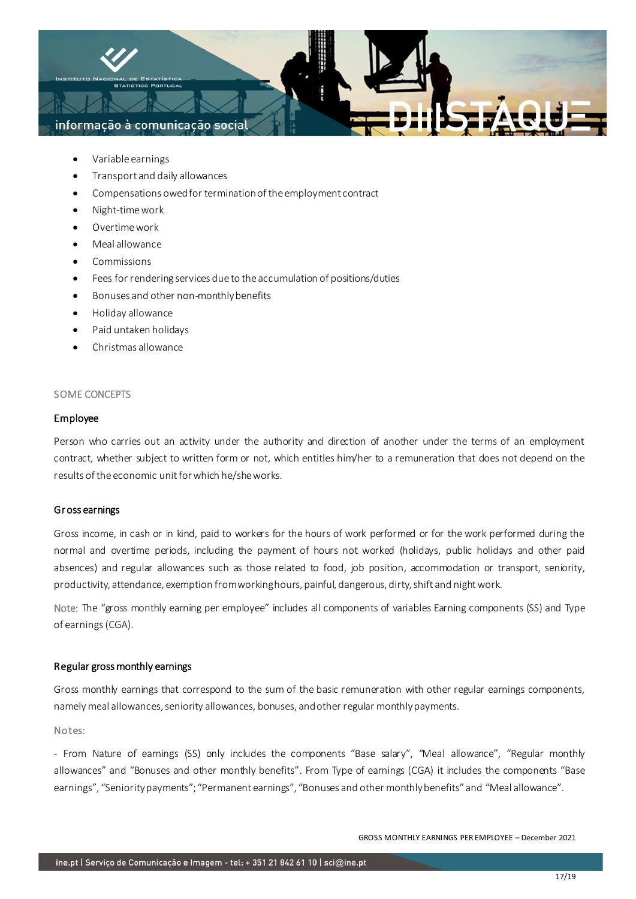- Variable earnings
- Transport and daily allowances
- Compensations owed for termination of the employment contract
- Night-time work
- Overtime work
- Meal allowance
- Commissions
- Fees for rendering services due to the accumulation of positions/duties
- Bonuses and other non-monthly benefits
- Holiday allowance
- Paid untaken holidays
- Christmas allowance

## SOME CONCEPTS

### Employee

Person who carries out an activity under the authority and direction of another under the terms of an employment contract, whether subject to written form or not, which entitles him/her to a remuneration that does not depend on the results of the economic unit for which he/she works.

### Gross earnings

Gross income, in cash or in kind, paid to workers for the hours of work performed or for the work performed during the normal and overtime periods, including the payment of hours not worked (holidays, public holidays and other paid absences) and regular allowances such as those related to food, job position, accommodation or transport, seniority, productivity, attendance, exemption from working hours, painful, dangerous, dirty, shift and night work.

Note: The "gross monthly earning per employee" includes all components of variables Earning components (SS) and Type of earnings (CGA).

### Regular gross monthly earnings

Gross monthly earnings that correspond to the sum of the basic remuneration with other regular earnings components, namely meal allowances, seniority allowances, bonuses, and other regular monthly payments.

Notes:

- From Nature of earnings (SS) only includes the components "Base salary", "Meal allowance", "Regular monthly allowances" and "Bonuses and other monthly benefits". From Type of earnings (CGA) it includes the components "Base earnings", "Seniority payments"; "Permanent earnings", "Bonuses and other monthly benefits" and "Meal allowance".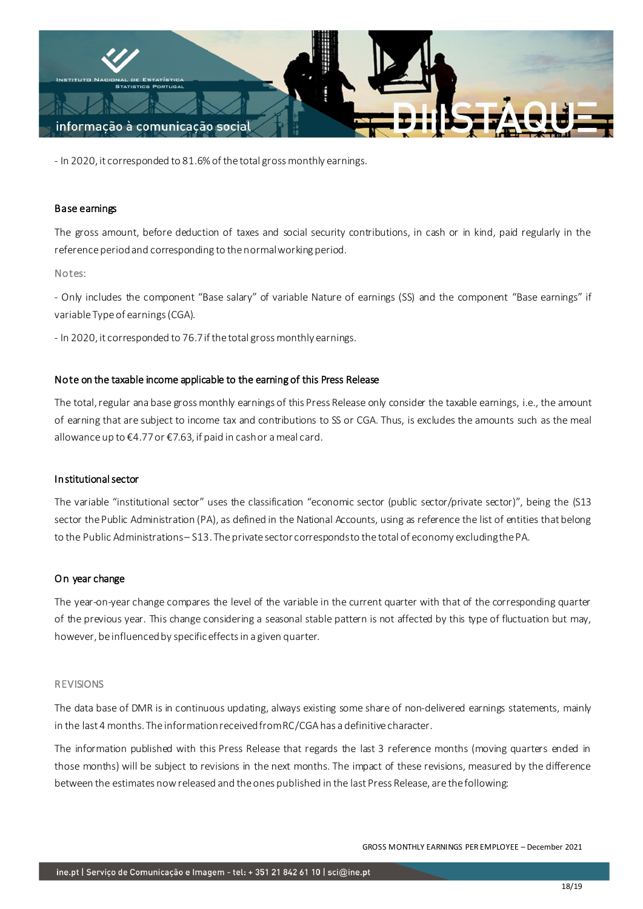- In 2020, it corresponded to 81.6% of the total gross monthly earnings.

### Base earnings

The gross amount, before deduction of taxes and social security contributions, in cash or in kind, paid regularly in the reference period and corresponding to the normal working period.

Notes:

- Only includes the component "Base salary" of variable Nature of earnings (SS) and the component "Base earnings" if variable Type of earnings (CGA).

- In 2020, it corresponded to 76.7 if the total gross monthly earnings.

### Note on the taxable income applicable to the earning of this Press Release

The total, regular ana base gross monthly earnings of this Press Release only consider the taxable earnings, i.e., the amount of earning that are subject to income tax and contributions to SS or CGA. Thus, is excludes the amounts such as the meal allowance up to €4.77 or €7.63, if paid in cash or a meal card.

### Institutional sector

The variable "institutional sector" uses the classification "economic sector (public sector/private sector)", being the (S13 sector the Public Administration (PA), as defined in the National Accounts, using as reference the list of entities that belong to the Public Administrations – S13. The private sector corresponds to the total of economy excluding the PA.

### On year change

The year-on-year change compares the level of the variable in the current quarter with that of the corresponding quarter of the previous year. This change considering a seasonal stable pattern is not affected by this type of fluctuation but may, however, be influenced by specific effects in a given quarter.

## REVISIONS

The data base of DMR is in continuous updating, always existing some share of non-delivered earnings statements, mainly in the last 4 months. The information received from RC/CGA has a definitive character.

The information published with this Press Release that regards the last 3 reference months (moving quarters ended in those months) will be subject to revisions in the next months. The impact of these revisions, measured by the difference between the estimates now released and the ones published in the last Press Release, are the following: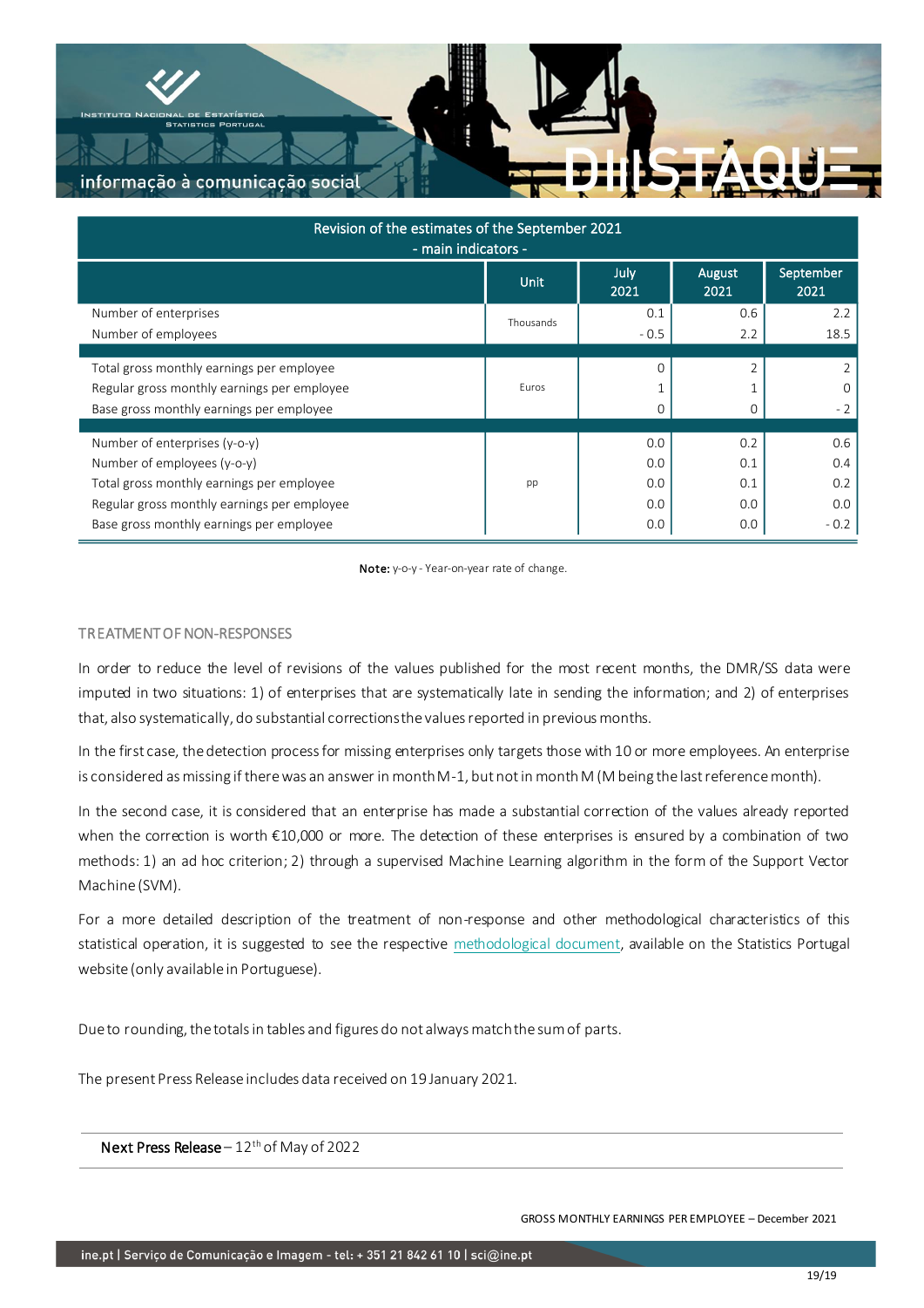| Revision of the estimates of the September 2021 - main indicators - | | | | |
|---|---|---|---|---|
| | Unit | July 2021 | August 2021 | September 2021 |
| Number of enterprises | Thousands | 0.1 | 0.6 | 2.2 |
| Number of employees | | - 0.5 | 2.2 | 18.5 |
| Total gross monthly earnings per employee | Euros | 0 | 2 | 2 |
| Regular gross monthly earnings per employee | | 1 | 1 | 0 |
| Base gross monthly earnings per employee | | 0 | 0 | - 2 |
| Number of enterprises (y-o-y) | pp | 0.0 | 0.2 | 0.6 |
| Number of employees (y-o-y) | | 0.0 | 0.1 | 0.4 |
| Total gross monthly earnings per employee | | 0.0 | 0.1 | 0.2 |
| Regular gross monthly earnings per employee | | 0.0 | 0.0 | 0.0 |
| Base gross monthly earnings per employee | | 0.0 | 0.0 | - 0.2 |

**Note:** y-o-y - Year-on-year rate of change.

## TREATMENT OF NON-RESPONSES

In order to reduce the level of revisions of the values published for the most recent months, the DMR/SS data were imputed in two situations: 1) of enterprises that are systematically late in sending the information; and 2) of enterprises that, also systematically, do substantial corrections the values reported in previous months.

In the first case, the detection process for missing enterprises only targets those with 10 or more employees. An enterprise is considered as missing if there was an answer in month M-1, but not in month M (M being the last reference month).

In the second case, it is considered that an enterprise has made a substantial correction of the values already reported when the correction is worth €10,000 or more. The detection of these enterprises is ensured by a combination of two methods: 1) an ad hoc criterion; 2) through a supervised Machine Learning algorithm in the form of the Support Vector Machine (SVM).

For a more detailed description of the treatment of non-response and other methodological characteristics of this statistical operation, it is suggested to see the respective methodological document, available on the Statistics Portugal website (only available in Portuguese).

Due to rounding, the totals in tables and figures do not always match the sum of parts.

The present Press Release includes data received on 19 January 2021.

**Next Press Release** – 12th of May of 2022